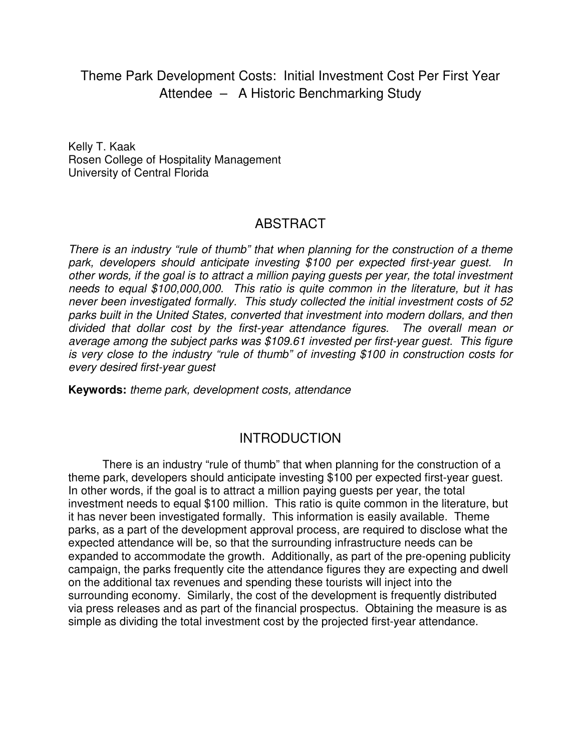# Theme Park Development Costs: Initial Investment Cost Per First Year Attendee – A Historic Benchmarking Study

Kelly T. Kaak
Rosen College of Hospitality Management
University of Central Florida

## ABSTRACT

*There is an industry "rule of thumb" that when planning for the construction of a theme park, developers should anticipate investing $100 per expected first-year guest. In other words, if the goal is to attract a million paying guests per year, the total investment needs to equal $100,000,000. This ratio is quite common in the literature, but it has never been investigated formally. This study collected the initial investment costs of 52 parks built in the United States, converted that investment into modern dollars, and then divided that dollar cost by the first-year attendance figures. The overall mean or average among the subject parks was $109.61 invested per first-year guest. This figure is very close to the industry "rule of thumb" of investing $100 in construction costs for every desired first-year guest*

**Keywords:** *theme park, development costs, attendance*

## INTRODUCTION

There is an industry "rule of thumb" that when planning for the construction of a theme park, developers should anticipate investing $100 per expected first-year guest. In other words, if the goal is to attract a million paying guests per year, the total investment needs to equal $100 million. This ratio is quite common in the literature, but it has never been investigated formally. This information is easily available. Theme parks, as a part of the development approval process, are required to disclose what the expected attendance will be, so that the surrounding infrastructure needs can be expanded to accommodate the growth. Additionally, as part of the pre-opening publicity campaign, the parks frequently cite the attendance figures they are expecting and dwell on the additional tax revenues and spending these tourists will inject into the surrounding economy. Similarly, the cost of the development is frequently distributed via press releases and as part of the financial prospectus. Obtaining the measure is as simple as dividing the total investment cost by the projected first-year attendance.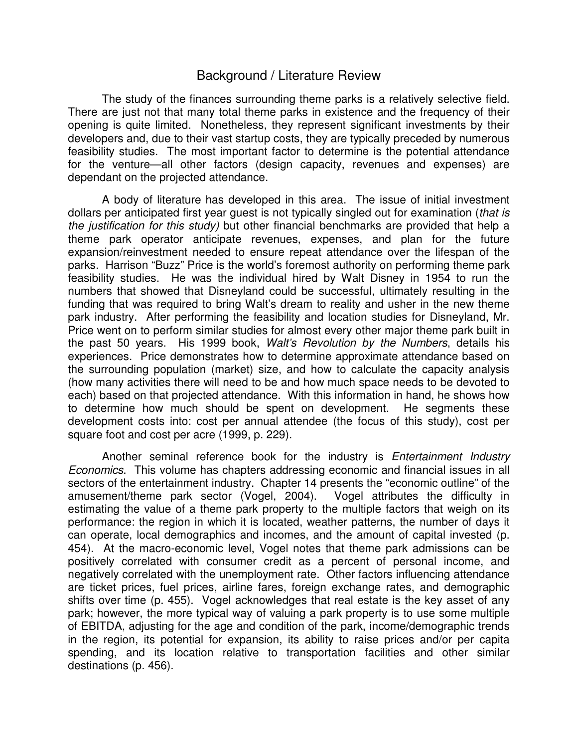## Background / Literature Review

The study of the finances surrounding theme parks is a relatively selective field. There are just not that many total theme parks in existence and the frequency of their opening is quite limited. Nonetheless, they represent significant investments by their developers and, due to their vast startup costs, they are typically preceded by numerous feasibility studies. The most important factor to determine is the potential attendance for the venture—all other factors (design capacity, revenues and expenses) are dependant on the projected attendance.

A body of literature has developed in this area. The issue of initial investment dollars per anticipated first year guest is not typically singled out for examination (*that is the justification for this study)* but other financial benchmarks are provided that help a theme park operator anticipate revenues, expenses, and plan for the future expansion/reinvestment needed to ensure repeat attendance over the lifespan of the parks. Harrison "Buzz" Price is the world's foremost authority on performing theme park feasibility studies. He was the individual hired by Walt Disney in 1954 to run the numbers that showed that Disneyland could be successful, ultimately resulting in the funding that was required to bring Walt's dream to reality and usher in the new theme park industry. After performing the feasibility and location studies for Disneyland, Mr. Price went on to perform similar studies for almost every other major theme park built in the past 50 years. His 1999 book, *Walt's Revolution by the Numbers*, details his experiences. Price demonstrates how to determine approximate attendance based on the surrounding population (market) size, and how to calculate the capacity analysis (how many activities there will need to be and how much space needs to be devoted to each) based on that projected attendance. With this information in hand, he shows how to determine how much should be spent on development. He segments these development costs into: cost per annual attendee (the focus of this study), cost per square foot and cost per acre (1999, p. 229).

Another seminal reference book for the industry is *Entertainment Industry Economics*. This volume has chapters addressing economic and financial issues in all sectors of the entertainment industry. Chapter 14 presents the "economic outline" of the amusement/theme park sector (Vogel, 2004). Vogel attributes the difficulty in estimating the value of a theme park property to the multiple factors that weigh on its performance: the region in which it is located, weather patterns, the number of days it can operate, local demographics and incomes, and the amount of capital invested (p. 454). At the macro-economic level, Vogel notes that theme park admissions can be positively correlated with consumer credit as a percent of personal income, and negatively correlated with the unemployment rate. Other factors influencing attendance are ticket prices, fuel prices, airline fares, foreign exchange rates, and demographic shifts over time (p. 455). Vogel acknowledges that real estate is the key asset of any park; however, the more typical way of valuing a park property is to use some multiple of EBITDA, adjusting for the age and condition of the park, income/demographic trends in the region, its potential for expansion, its ability to raise prices and/or per capita spending, and its location relative to transportation facilities and other similar destinations (p. 456).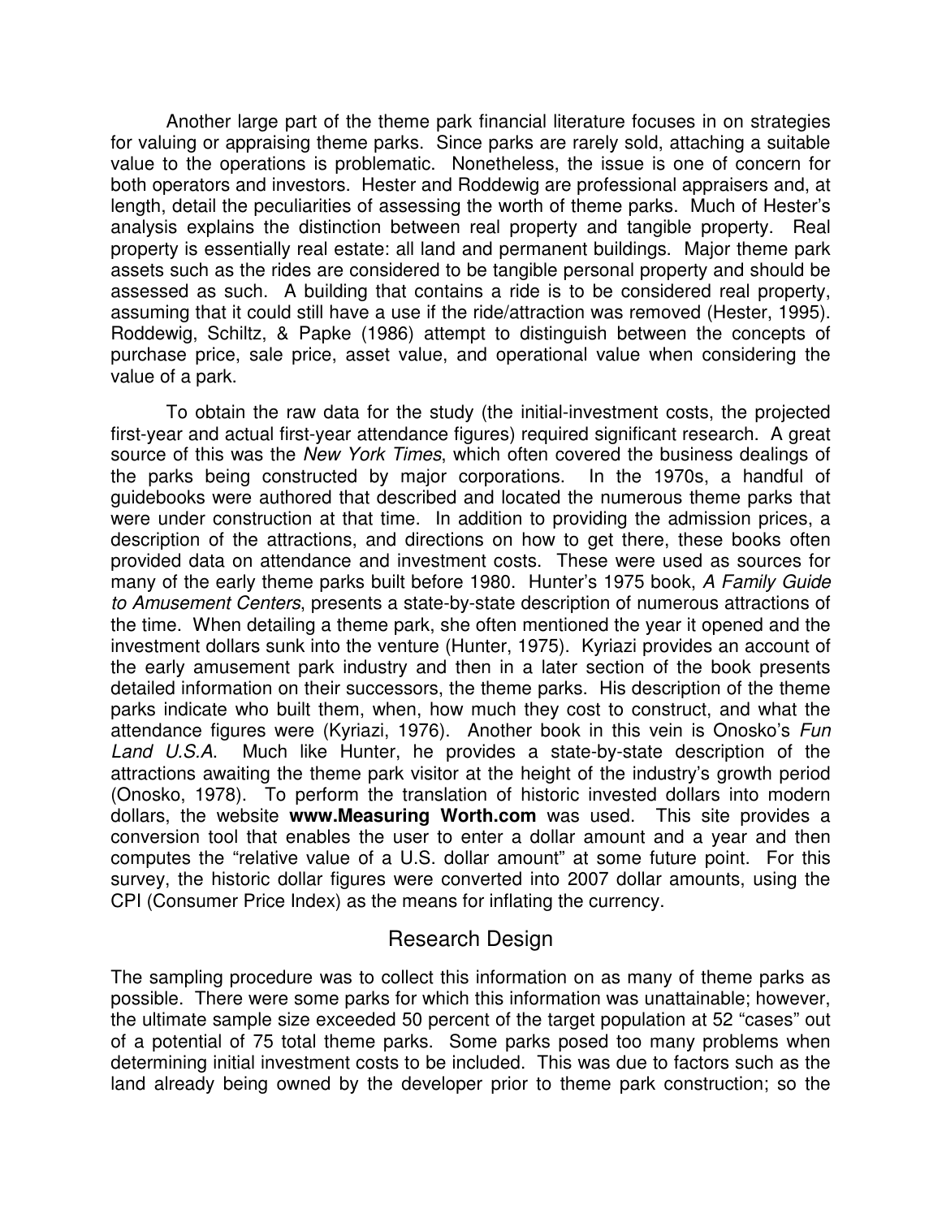Another large part of the theme park financial literature focuses in on strategies for valuing or appraising theme parks. Since parks are rarely sold, attaching a suitable value to the operations is problematic. Nonetheless, the issue is one of concern for both operators and investors. Hester and Roddewig are professional appraisers and, at length, detail the peculiarities of assessing the worth of theme parks. Much of Hester's analysis explains the distinction between real property and tangible property. Real property is essentially real estate: all land and permanent buildings. Major theme park assets such as the rides are considered to be tangible personal property and should be assessed as such. A building that contains a ride is to be considered real property, assuming that it could still have a use if the ride/attraction was removed (Hester, 1995). Roddewig, Schiltz, & Papke (1986) attempt to distinguish between the concepts of purchase price, sale price, asset value, and operational value when considering the value of a park.

To obtain the raw data for the study (the initial-investment costs, the projected first-year and actual first-year attendance figures) required significant research. A great source of this was the *New York Times*, which often covered the business dealings of the parks being constructed by major corporations. In the 1970s, a handful of guidebooks were authored that described and located the numerous theme parks that were under construction at that time. In addition to providing the admission prices, a description of the attractions, and directions on how to get there, these books often provided data on attendance and investment costs. These were used as sources for many of the early theme parks built before 1980. Hunter's 1975 book, *A Family Guide to Amusement Centers*, presents a state-by-state description of numerous attractions of the time. When detailing a theme park, she often mentioned the year it opened and the investment dollars sunk into the venture (Hunter, 1975). Kyriazi provides an account of the early amusement park industry and then in a later section of the book presents detailed information on their successors, the theme parks. His description of the theme parks indicate who built them, when, how much they cost to construct, and what the attendance figures were (Kyriazi, 1976). Another book in this vein is Onosko's *Fun Land U.S.A.* Much like Hunter, he provides a state-by-state description of the attractions awaiting the theme park visitor at the height of the industry's growth period (Onosko, 1978). To perform the translation of historic invested dollars into modern dollars, the website **www.Measuring Worth.com** was used. This site provides a conversion tool that enables the user to enter a dollar amount and a year and then computes the "relative value of a U.S. dollar amount" at some future point. For this survey, the historic dollar figures were converted into 2007 dollar amounts, using the CPI (Consumer Price Index) as the means for inflating the currency.

## Research Design

The sampling procedure was to collect this information on as many of theme parks as possible. There were some parks for which this information was unattainable; however, the ultimate sample size exceeded 50 percent of the target population at 52 "cases" out of a potential of 75 total theme parks. Some parks posed too many problems when determining initial investment costs to be included. This was due to factors such as the land already being owned by the developer prior to theme park construction; so the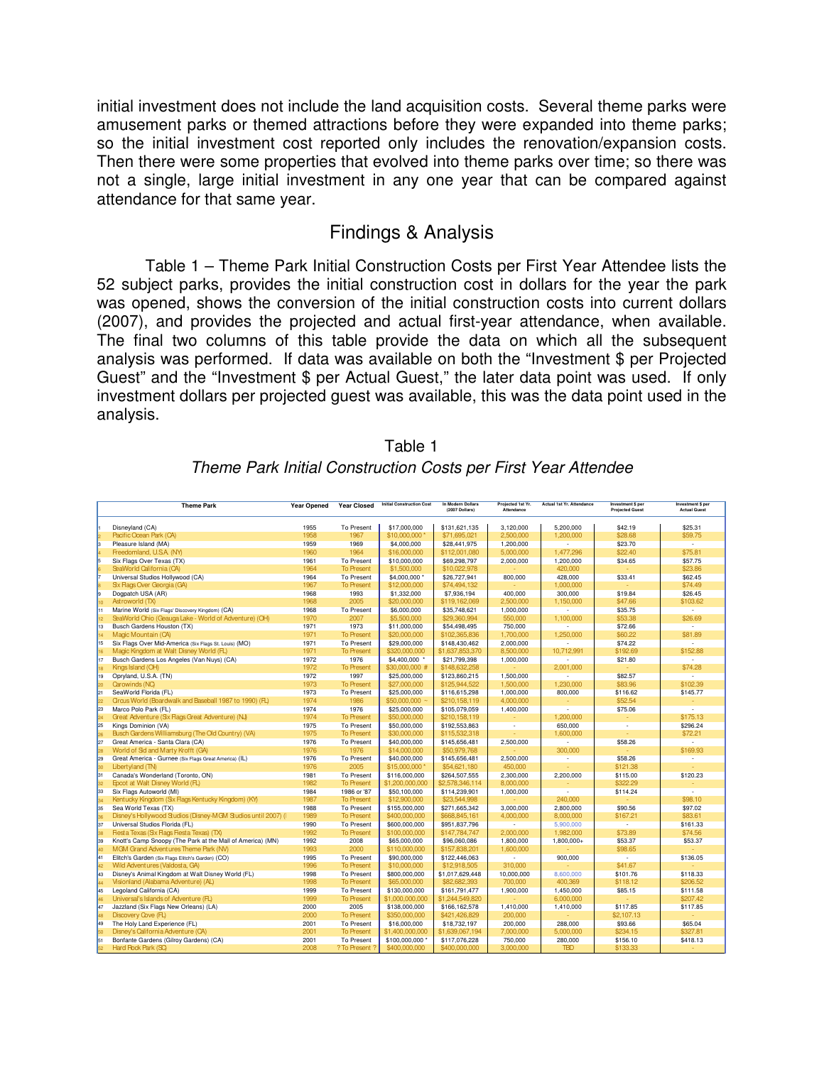initial investment does not include the land acquisition costs. Several theme parks were amusement parks or themed attractions before they were expanded into theme parks; so the initial investment cost reported only includes the renovation/expansion costs. Then there were some properties that evolved into theme parks over time; so there was not a single, large initial investment in any one year that can be compared against attendance for that same year.

## Findings & Analysis

Table 1 – Theme Park Initial Construction Costs per First Year Attendee lists the 52 subject parks, provides the initial construction cost in dollars for the year the park was opened, shows the conversion of the initial construction costs into current dollars (2007), and provides the projected and actual first-year attendance, when available. The final two columns of this table provide the data on which all the subsequent analysis was performed. If data was available on both the "Investment $ per Projected Guest" and the "Investment $ per Actual Guest," the later data point was used. If only investment dollars per projected guest was available, this was the data point used in the analysis.

Table 1

*Theme Park Initial Construction Costs per First Year Attendee*

| | Theme Park | Year Opened | Year Closed | Initial Construction Cost | In Modern Dollars (2007 Dollars) | Projected 1st Yr. Attendance | Actual 1st Yr. Attendance | Investment $ per Projected Guest | Investment $ per Actual Guest |
|---|---|---|---|---|---|---|---|---|---|
| 1 | Disneyland (CA) | 1955 | To Present | $17,000,000 | $131,621,135 | 3,120,000 | 5,200,000 | $42.19 | $25.31 |
| 2 | Pacific Ocean Park (CA) | 1958 | 1967 | $10,000,000 * | $71,695,021 | 2,500,000 | 1,200,000 | $28.68 | $59.75 |
| 3 | Pleasure Island (MA) | 1959 | 1969 | $4,000,000 | $28,441,975 | 1,200,000 | - | $23.70 | - |
| 4 | Freedomland, U.S.A. (NY) | 1960 | 1964 | $16,000,000 | $112,001,080 | 5,000,000 | 1,477,296 | $22.40 | $75.81 |
| 5 | Six Flags Over Texas (TX) | 1961 | To Present | $10,000,000 | $69,298,797 | 2,000,000 | 1,200,000 | $34.65 | $57.75 |
| 6 | SeaWorld California (CA) | 1964 | To Present | $1,500,000 | $10,022,978 | - | 420,000 | - | $23.86 |
| 7 | Universal Studios Hollywood (CA) | 1964 | To Present | $4,000,000 * | $26,727,941 | 800,000 | 428,000 | $33.41 | $62.45 |
| 8 | Six Flags Over Georgia (GA) | 1967 | To Present | $12,000,000 | $74,494,132 | - | 1,000,000 | - | $74.49 |
| 9 | Dogpatch USA (AR) | 1968 | 1993 | $1,332,000 | $7,936,194 | 400,000 | 300,000 | $19.84 | $26.45 |
| 10 | Astroworld (TX) | 1968 | 2005 | $20,000,000 | $119,162,069 | 2,500,000 | 1,150,000 | $47.66 | $103.62 |
| 11 | Marine World (Six Flags' Discovery Kingdom) (CA) | 1968 | To Present | $6,000,000 | $35,748,621 | 1,000,000 | - | $35.75 | - |
| 12 | SeaWorld Ohio (Geauga Lake - World of Adventure) (OH) | 1970 | 2007 | $5,500,000 | $29,360,994 | 550,000 | 1,100,000 | $53.38 | $26.69 |
| 13 | Busch Gardens Houston (TX) | 1971 | 1973 | $11,000,000 | $54,498,495 | 750,000 | - | $72.66 | - |
| 14 | Magic Mountain (CA) | 1971 | To Present | $20,000,000 | $102,365,836 | 1,700,000 | 1,250,000 | $60.22 | $81.89 |
| 15 | Six Flags Over Mid-America (Six Flags St. Louis) (MO) | 1971 | To Present | $29,000,000 | $148,430,462 | 2,000,000 | - | $74.22 | - |
| 16 | Magic Kingdom at Walt Disney World (FL) | 1971 | To Present | $320,000,000 | $1,637,853,370 | 8,500,000 | 10,712,991 | $192.69 | $152.88 |
| 17 | Busch Gardens Los Angeles (Van Nuys) (CA) | 1972 | 1976 | $4,400,000 * | $21,799,398 | 1,000,000 | - | $21.80 | - |
| 18 | Kings Island (OH) | 1972 | To Present | $30,000,000 # | $148,632,258 | - | 2,001,000 | - | $74.28 |
| 19 | Opryland, U.S.A. (TN) | 1972 | 1997 | $25,000,000 | $123,860,215 | 1,500,000 | - | $82.57 | - |
| 20 | Carowinds (NC) | 1973 | To Present | $27,000,000 | $125,944,522 | 1,500,000 | 1,230,000 | $83.96 | $102.39 |
| 21 | SeaWorld Florida (FL) | 1973 | To Present | $25,000,000 | $116,615,298 | 1,000,000 | 800,000 | $116.62 | $145.77 |
| 22 | Circus World (Boardwalk and Baseball 1987 to 1990) (FL) | 1974 | 1986 | $50,000,000 ~ | $210,158,119 | 4,000,000 | - | $52.54 | - |
| 23 | Marco Polo Park (FL) | 1974 | 1976 | $25,000,000 | $105,079,059 | 1,400,000 | - | $75.06 | - |
| 24 | Great Adventure (Six Flags Great Adventure) (NJ) | 1974 | To Present | $50,000,000 | $210,158,119 | - | 1,200,000 | - | $175.13 |
| 25 | Kings Dominion (VA) | 1975 | To Present | $50,000,000 | $192,553,863 | - | 650,000 | - | $296.24 |
| 26 | Busch Gardens Williamsburg (The Old Country) (VA) | 1975 | To Present | $30,000,000 | $115,532,318 | - | 1,600,000 | - | $72.21 |
| 27 | Great America - Santa Clara (CA) | 1976 | To Present | $40,000,000 | $145,656,481 | 2,500,000 | - | $58.26 | - |
| 28 | World of Sid and Marty Krofft (GA) | 1976 | 1976 | $14,000,000 | $50,979,768 | - | 300,000 | - | $169.93 |
| 29 | Great America - Gurnee (Six Flags Great America) (IL) | 1976 | To Present | $40,000,000 | $145,656,481 | 2,500,000 | - | $58.26 | - |
| 30 | Libertyland (TN) | 1976 | 2005 | $15,000,000 * | $54,621,180 | 450,000 | - | $121.38 | - |
| 31 | Canada's Wonderland (Toronto, ON) | 1981 | To Present | $116,000,000 | $264,507,555 | 2,300,000 | 2,200,000 | $115.00 | $120.23 |
| 32 | Epcot at Walt Disney World (FL) | 1982 | To Present | $1,200,000,000 | $2,578,346,114 | 8,000,000 | - | $322.29 | - |
| 33 | Six Flags Autoworld (MI) | 1984 | 1986 or '87 | $50,100,000 | $114,239,901 | 1,000,000 | - | $114.24 | - |
| 34 | Kentucky Kingdom (Six Flags Kentucky Kingdom) (KY) | 1987 | To Present | $12,900,000 | $23,544,998 | - | 240,000 | - | $98.10 |
| 35 | Sea World Texas (TX) | 1988 | To Present | $155,000,000 | $271,665,342 | 3,000,000 | 2,800,000 | $90.56 | $97.02 |
| 36 | Disney's Hollywood Studios (Disney-MGM Studios until 2007) (FL) | 1989 | To Present | $400,000,000 | $668,845,161 | 4,000,000 | 8,000,000 | $167.21 | $83.61 |
| 37 | Universal Studios Florida (FL) | 1990 | To Present | $600,000,000 | $951,837,796 | - | 5,900,000 | - | $161.33 |
| 38 | Fiesta Texas (Six Flags Fiesta Texas) (TX) | 1992 | To Present | $100,000,000 | $147,784,747 | 2,000,000 | 1,982,000 | $73.89 | $74.56 |
| 39 | Knott's Camp Snoopy (The Park at the Mall of America) (MN) | 1992 | 2008 | $65,000,000 | $96,060,086 | 1,800,000 | 1,800,000+ | $53.37 | $53.37 |
| 40 | MGM Grand Adventures Theme Park (NV) | 1993 | 2000 | $110,000,000 | $157,838,201 | 1,600,000 | - | $98.65 | - |
| 41 | Elitch's Garden (Six Flags Elitch's Garden) (CO) | 1995 | To Present | $90,000,000 | $122,446,063 | - | 900,000 | - | $136.05 |
| 42 | Wild Adventures (Valdosta, GA) | 1996 | To Present | $10,000,000 | $12,918,505 | 310,000 | - | $41.67 | - |
| 43 | Disney's Animal Kingdom at Walt Disney World (FL) | 1998 | To Present | $800,000,000 | $1,017,629,448 | 10,000,000 | 8,600,000 | $101.76 | $118.33 |
| 44 | Visionland (Alabama Adventure) (AL) | 1998 | To Present | $65,000,000 | $82,682,393 | 700,000 | 400,369 | $118.12 | $206.52 |
| 45 | Legoland California (CA) | 1999 | To Present | $130,000,000 | $161,791,477 | 1,900,000 | 1,450,000 | $85.15 | $111.58 |
| 46 | Universal's Islands of Adventure (FL) | 1999 | To Present | $1,000,000,000 | $1,244,549,820 | - | 6,000,000 | - | $207.42 |
| 47 | Jazzland (Six Flags New Orleans) (LA) | 2000 | 2005 | $138,000,000 | $166,162,578 | 1,410,000 | 1,410,000 | $117.85 | $117.85 |
| 48 | Discovery Cove (FL) | 2000 | To Present | $350,000,000 | $421,426,829 | 200,000 | - | $2,107.13 | - |
| 49 | The Holy Land Experience (FL) | 2001 | To Present | $16,000,000 | $18,732,197 | 200,000 | 288,000 | $93.66 | $65.04 |
| 50 | Disney's California Adventure (CA) | 2001 | To Present | $1,400,000,000 | $1,639,067,194 | 7,000,000 | 5,000,000 | $234.15 | $327.81 |
| 51 | Bonfante Gardens (Gilroy Gardens) (CA) | 2001 | To Present | $100,000,000 * | $117,076,228 | 750,000 | 280,000 | $156.10 | $418.13 |
| 52 | Hard Rock Park (SC) | 2008 | ? To Present ? | $400,000,000 | $400,000,000 | 3,000,000 | TBD | $133.33 | - |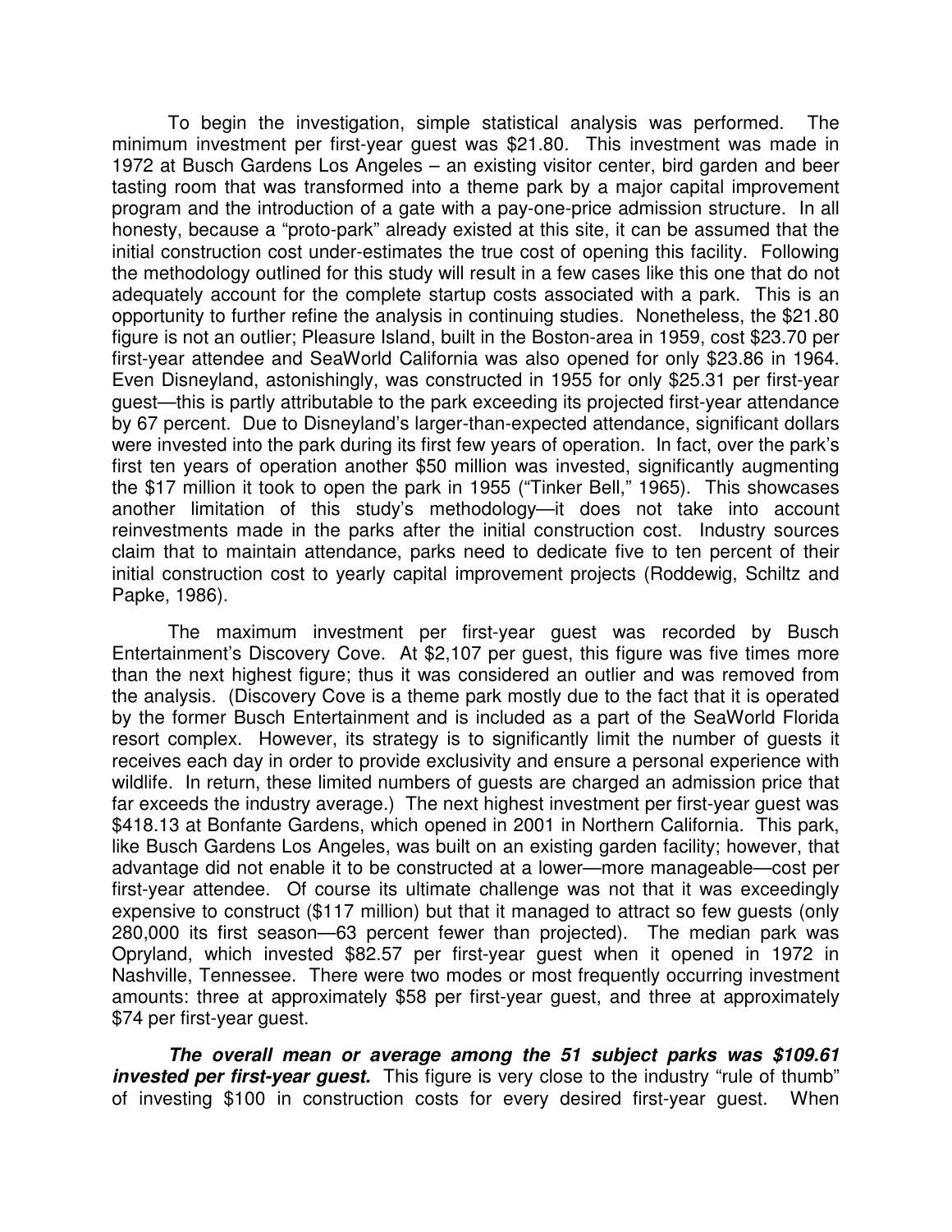To begin the investigation, simple statistical analysis was performed. The minimum investment per first-year guest was $21.80. This investment was made in 1972 at Busch Gardens Los Angeles – an existing visitor center, bird garden and beer tasting room that was transformed into a theme park by a major capital improvement program and the introduction of a gate with a pay-one-price admission structure. In all honesty, because a "proto-park" already existed at this site, it can be assumed that the initial construction cost under-estimates the true cost of opening this facility. Following the methodology outlined for this study will result in a few cases like this one that do not adequately account for the complete startup costs associated with a park. This is an opportunity to further refine the analysis in continuing studies. Nonetheless, the $21.80 figure is not an outlier; Pleasure Island, built in the Boston-area in 1959, cost $23.70 per first-year attendee and SeaWorld California was also opened for only $23.86 in 1964. Even Disneyland, astonishingly, was constructed in 1955 for only $25.31 per first-year guest—this is partly attributable to the park exceeding its projected first-year attendance by 67 percent. Due to Disneyland's larger-than-expected attendance, significant dollars were invested into the park during its first few years of operation. In fact, over the park's first ten years of operation another $50 million was invested, significantly augmenting the $17 million it took to open the park in 1955 ("Tinker Bell," 1965). This showcases another limitation of this study's methodology—it does not take into account reinvestments made in the parks after the initial construction cost. Industry sources claim that to maintain attendance, parks need to dedicate five to ten percent of their initial construction cost to yearly capital improvement projects (Roddewig, Schiltz and Papke, 1986).

The maximum investment per first-year guest was recorded by Busch Entertainment's Discovery Cove. At $2,107 per guest, this figure was five times more than the next highest figure; thus it was considered an outlier and was removed from the analysis. (Discovery Cove is a theme park mostly due to the fact that it is operated by the former Busch Entertainment and is included as a part of the SeaWorld Florida resort complex. However, its strategy is to significantly limit the number of guests it receives each day in order to provide exclusivity and ensure a personal experience with wildlife. In return, these limited numbers of guests are charged an admission price that far exceeds the industry average.) The next highest investment per first-year guest was $418.13 at Bonfante Gardens, which opened in 2001 in Northern California. This park, like Busch Gardens Los Angeles, was built on an existing garden facility; however, that advantage did not enable it to be constructed at a lower—more manageable—cost per first-year attendee. Of course its ultimate challenge was not that it was exceedingly expensive to construct ($117 million) but that it managed to attract so few guests (only 280,000 its first season—63 percent fewer than projected). The median park was Opryland, which invested $82.57 per first-year guest when it opened in 1972 in Nashville, Tennessee. There were two modes or most frequently occurring investment amounts: three at approximately $58 per first-year guest, and three at approximately $74 per first-year guest.

***The overall mean or average among the 51 subject parks was $109.61 invested per first-year guest.*** This figure is very close to the industry "rule of thumb" of investing $100 in construction costs for every desired first-year guest. When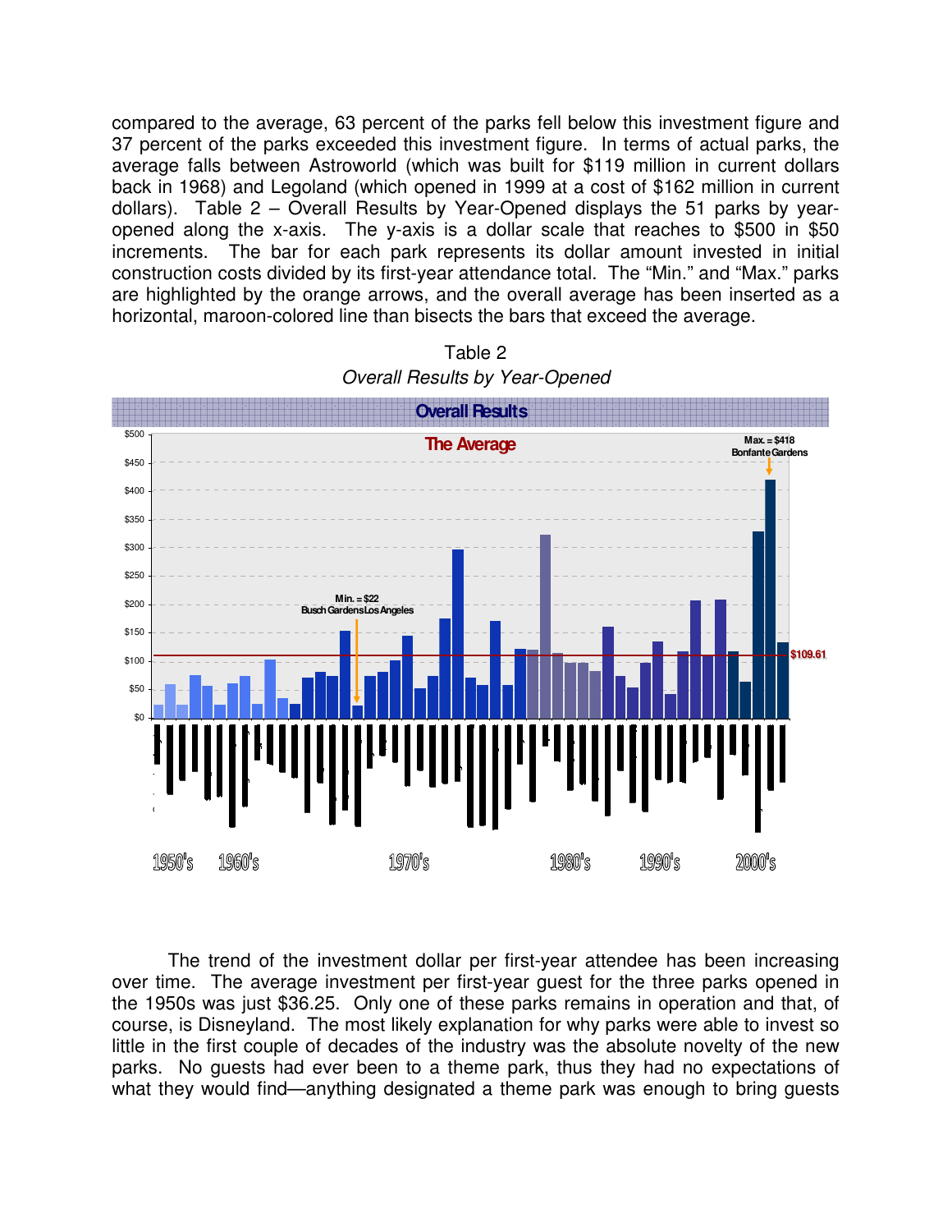compared to the average, 63 percent of the parks fell below this investment figure and 37 percent of the parks exceeded this investment figure. In terms of actual parks, the average falls between Astroworld (which was built for $119 million in current dollars back in 1968) and Legoland (which opened in 1999 at a cost of $162 million in current dollars). Table 2 – Overall Results by Year-Opened displays the 51 parks by year-opened along the x-axis. The y-axis is a dollar scale that reaches to $500 in $50 increments. The bar for each park represents its dollar amount invested in initial construction costs divided by its first-year attendance total. The "Min." and "Max." parks are highlighted by the orange arrows, and the overall average has been inserted as a horizontal, maroon-colored line than bisects the bars that exceed the average.

Table 2
*Overall Results by Year-Opened*

**Overall Results**

**The Average**

Max. = $418
Bonfante Gardens

Min. = $22
Busch Gardens Los Angeles

$109.61

$500 $450 $400 $350 $300 $250 $200 $150 $100 $50 $0

1950's 1960's 1970's 1980's 1990's 2000's

The trend of the investment dollar per first-year attendee has been increasing over time. The average investment per first-year guest for the three parks opened in the 1950s was just $36.25. Only one of these parks remains in operation and that, of course, is Disneyland. The most likely explanation for why parks were able to invest so little in the first couple of decades of the industry was the absolute novelty of the new parks. No guests had ever been to a theme park, thus they had no expectations of what they would find—anything designated a theme park was enough to bring guests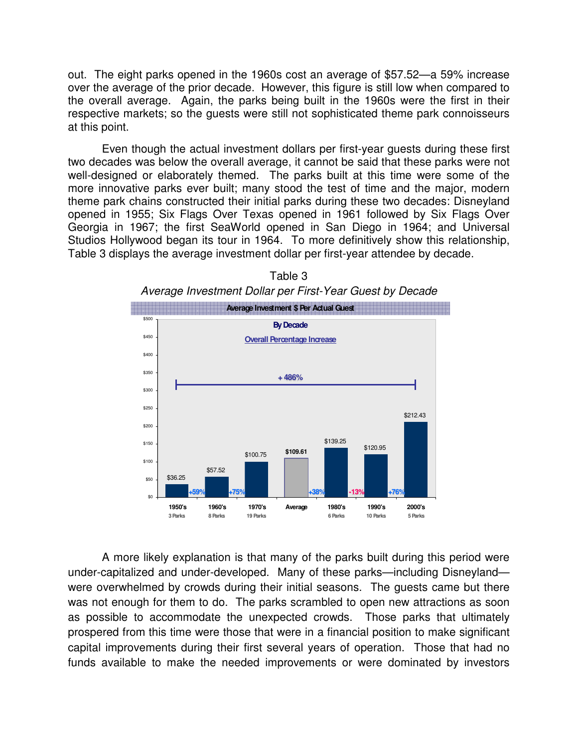out. The eight parks opened in the 1960s cost an average of $57.52—a 59% increase over the average of the prior decade. However, this figure is still low when compared to the overall average. Again, the parks being built in the 1960s were the first in their respective markets; so the guests were still not sophisticated theme park connoisseurs at this point.

Even though the actual investment dollars per first-year guests during these first two decades was below the overall average, it cannot be said that these parks were not well-designed or elaborately themed. The parks built at this time were some of the more innovative parks ever built; many stood the test of time and the major, modern theme park chains constructed their initial parks during these two decades: Disneyland opened in 1955; Six Flags Over Texas opened in 1961 followed by Six Flags Over Georgia in 1967; the first SeaWorld opened in San Diego in 1964; and Universal Studios Hollywood began its tour in 1964. To more definitively show this relationship, Table 3 displays the average investment dollar per first-year attendee by decade.

Table 3

*Average Investment Dollar per First-Year Guest by Decade*

**Average Investment $ Per Actual Guest**

**By Decade**

Overall Percentage Increase: +486%

| Decade | Parks | Average Investment $ Per Actual Guest | Change |
|---|---|---|---|
| 1950's | 3 Parks | $36.25 | |
| 1960's | 8 Parks | $57.52 | +59% |
| 1970's | 19 Parks | $100.75 | +75% |
| Average | | $109.61 | |
| 1980's | 6 Parks | $139.25 | +38% |
| 1990's | 10 Parks | $120.95 | -13% |
| 2000's | 5 Parks | $212.43 | +76% |

A more likely explanation is that many of the parks built during this period were under-capitalized and under-developed. Many of these parks—including Disneyland—were overwhelmed by crowds during their initial seasons. The guests came but there was not enough for them to do. The parks scrambled to open new attractions as soon as possible to accommodate the unexpected crowds. Those parks that ultimately prospered from this time were those that were in a financial position to make significant capital improvements during their first several years of operation. Those that had no funds available to make the needed improvements or were dominated by investors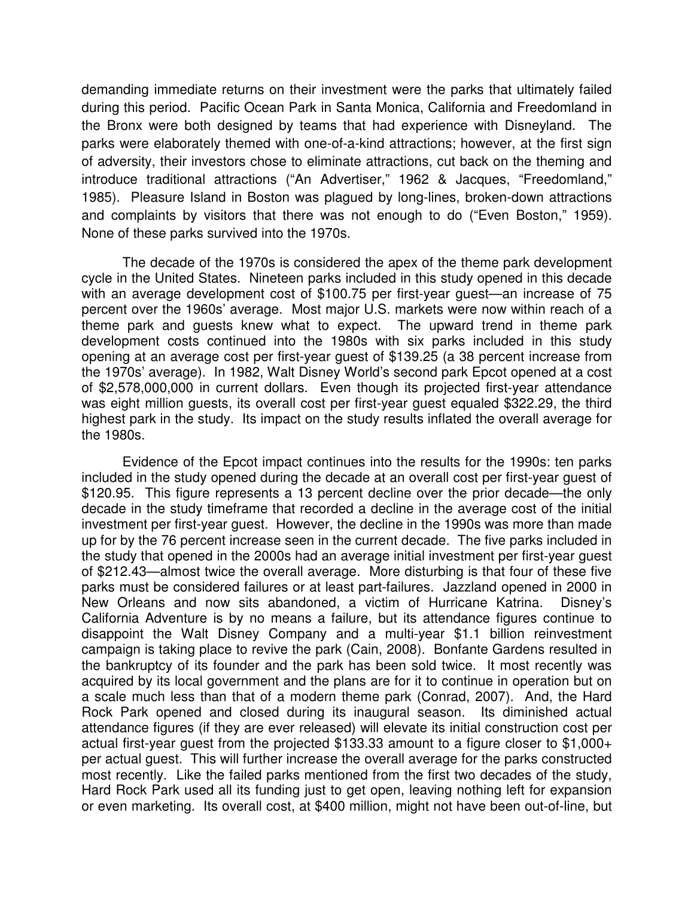demanding immediate returns on their investment were the parks that ultimately failed during this period. Pacific Ocean Park in Santa Monica, California and Freedomland in the Bronx were both designed by teams that had experience with Disneyland. The parks were elaborately themed with one-of-a-kind attractions; however, at the first sign of adversity, their investors chose to eliminate attractions, cut back on the theming and introduce traditional attractions ("An Advertiser," 1962 & Jacques, "Freedomland," 1985). Pleasure Island in Boston was plagued by long-lines, broken-down attractions and complaints by visitors that there was not enough to do ("Even Boston," 1959). None of these parks survived into the 1970s.

The decade of the 1970s is considered the apex of the theme park development cycle in the United States. Nineteen parks included in this study opened in this decade with an average development cost of $100.75 per first-year guest—an increase of 75 percent over the 1960s' average. Most major U.S. markets were now within reach of a theme park and guests knew what to expect. The upward trend in theme park development costs continued into the 1980s with six parks included in this study opening at an average cost per first-year guest of $139.25 (a 38 percent increase from the 1970s' average). In 1982, Walt Disney World's second park Epcot opened at a cost of $2,578,000,000 in current dollars. Even though its projected first-year attendance was eight million guests, its overall cost per first-year guest equaled $322.29, the third highest park in the study. Its impact on the study results inflated the overall average for the 1980s.

Evidence of the Epcot impact continues into the results for the 1990s: ten parks included in the study opened during the decade at an overall cost per first-year guest of $120.95. This figure represents a 13 percent decline over the prior decade—the only decade in the study timeframe that recorded a decline in the average cost of the initial investment per first-year guest. However, the decline in the 1990s was more than made up for by the 76 percent increase seen in the current decade. The five parks included in the study that opened in the 2000s had an average initial investment per first-year guest of $212.43—almost twice the overall average. More disturbing is that four of these five parks must be considered failures or at least part-failures. Jazzland opened in 2000 in New Orleans and now sits abandoned, a victim of Hurricane Katrina. Disney's California Adventure is by no means a failure, but its attendance figures continue to disappoint the Walt Disney Company and a multi-year $1.1 billion reinvestment campaign is taking place to revive the park (Cain, 2008). Bonfante Gardens resulted in the bankruptcy of its founder and the park has been sold twice. It most recently was acquired by its local government and the plans are for it to continue in operation but on a scale much less than that of a modern theme park (Conrad, 2007). And, the Hard Rock Park opened and closed during its inaugural season. Its diminished actual attendance figures (if they are ever released) will elevate its initial construction cost per actual first-year guest from the projected $133.33 amount to a figure closer to $1,000+ per actual guest. This will further increase the overall average for the parks constructed most recently. Like the failed parks mentioned from the first two decades of the study, Hard Rock Park used all its funding just to get open, leaving nothing left for expansion or even marketing. Its overall cost, at $400 million, might not have been out-of-line, but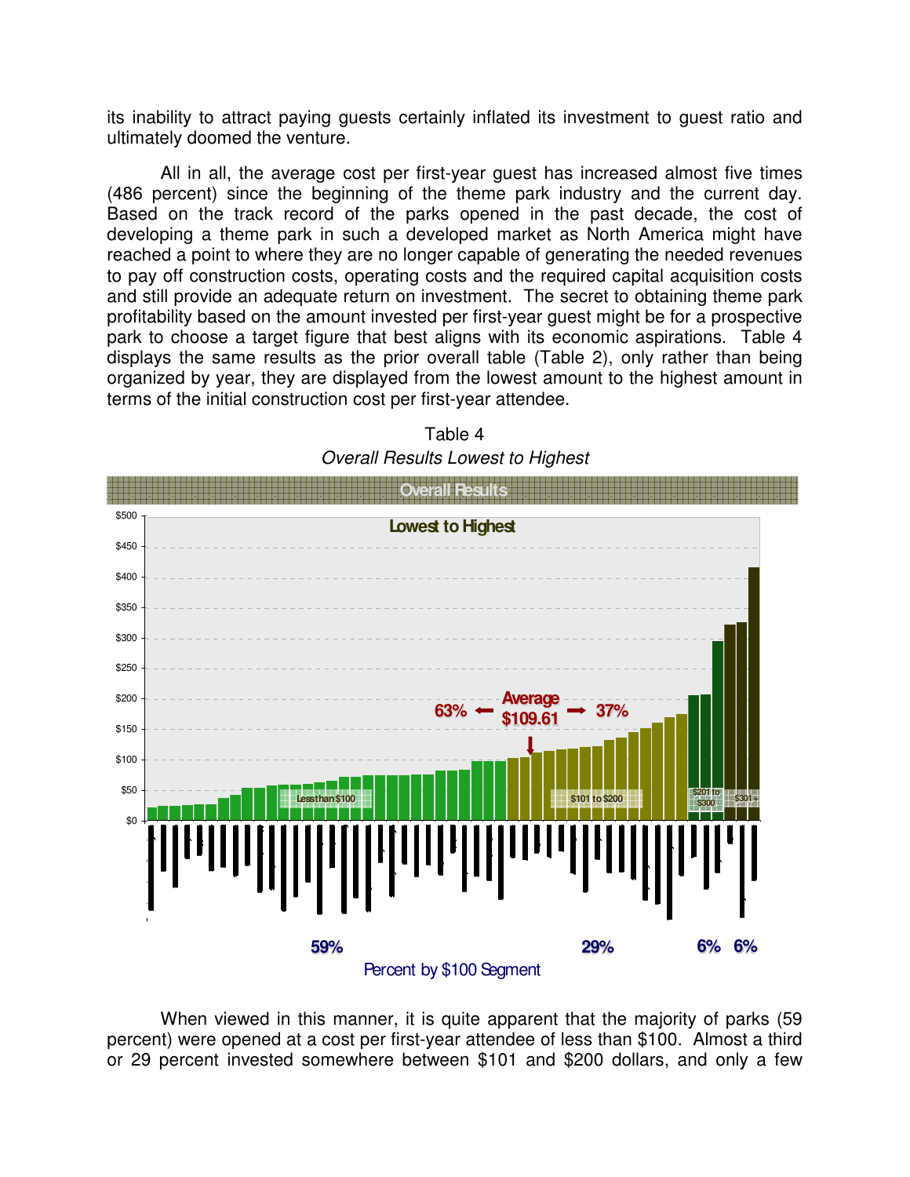its inability to attract paying guests certainly inflated its investment to guest ratio and ultimately doomed the venture.

All in all, the average cost per first-year guest has increased almost five times (486 percent) since the beginning of the theme park industry and the current day. Based on the track record of the parks opened in the past decade, the cost of developing a theme park in such a developed market as North America might have reached a point to where they are no longer capable of generating the needed revenues to pay off construction costs, operating costs and the required capital acquisition costs and still provide an adequate return on investment. The secret to obtaining theme park profitability based on the amount invested per first-year guest might be for a prospective park to choose a target figure that best aligns with its economic aspirations. Table 4 displays the same results as the prior overall table (Table 2), only rather than being organized by year, they are displayed from the lowest amount to the highest amount in terms of the initial construction cost per first-year attendee.

Table 4

*Overall Results Lowest to Highest*

Overall Results

Lowest to Highest

Average $109.61 — 63% ← → 37%

Less than $100 | $101 to $200 | $201 to $300 | $301 +

59% | 29% | 6% | 6%

Percent by $100 Segment

When viewed in this manner, it is quite apparent that the majority of parks (59 percent) were opened at a cost per first-year attendee of less than $100. Almost a third or 29 percent invested somewhere between $101 and $200 dollars, and only a few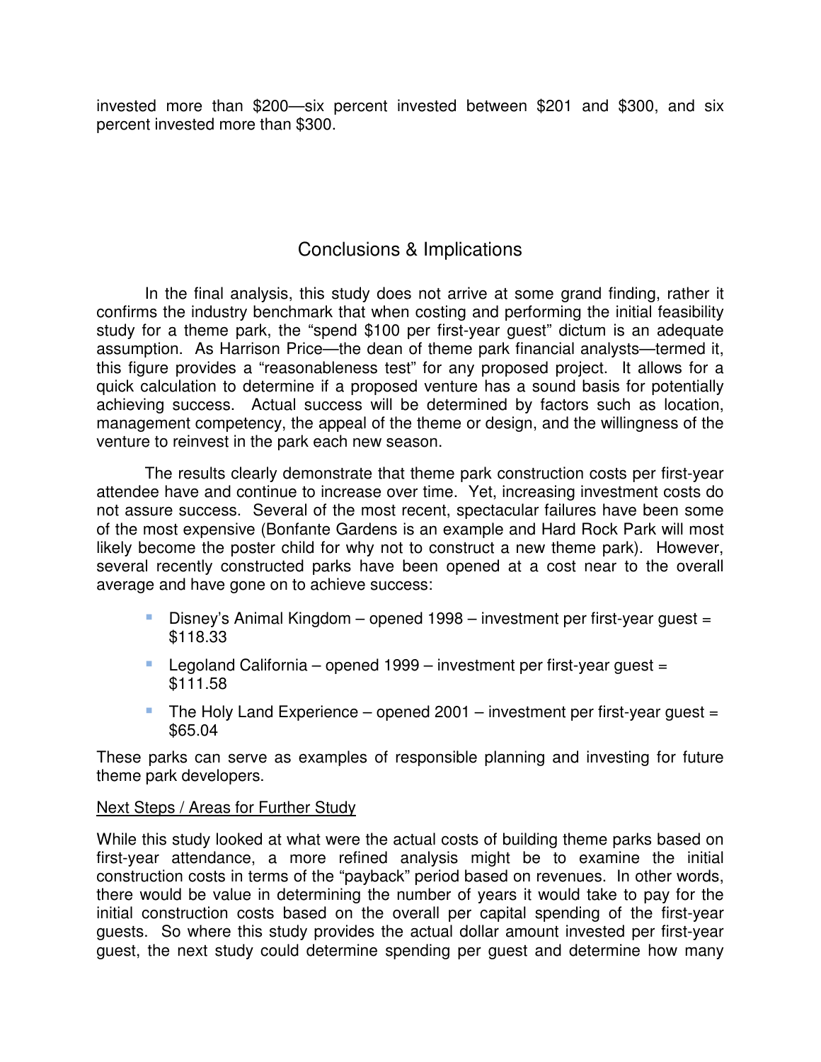invested more than $200—six percent invested between $201 and $300, and six percent invested more than $300.

## Conclusions & Implications

In the final analysis, this study does not arrive at some grand finding, rather it confirms the industry benchmark that when costing and performing the initial feasibility study for a theme park, the "spend $100 per first-year guest" dictum is an adequate assumption. As Harrison Price—the dean of theme park financial analysts—termed it, this figure provides a "reasonableness test" for any proposed project. It allows for a quick calculation to determine if a proposed venture has a sound basis for potentially achieving success. Actual success will be determined by factors such as location, management competency, the appeal of the theme or design, and the willingness of the venture to reinvest in the park each new season.

The results clearly demonstrate that theme park construction costs per first-year attendee have and continue to increase over time. Yet, increasing investment costs do not assure success. Several of the most recent, spectacular failures have been some of the most expensive (Bonfante Gardens is an example and Hard Rock Park will most likely become the poster child for why not to construct a new theme park). However, several recently constructed parks have been opened at a cost near to the overall average and have gone on to achieve success:

- Disney's Animal Kingdom – opened 1998 – investment per first-year guest = $118.33
- Legoland California – opened 1999 – investment per first-year guest = $111.58
- The Holy Land Experience – opened 2001 – investment per first-year guest = $65.04

These parks can serve as examples of responsible planning and investing for future theme park developers.

<u>Next Steps / Areas for Further Study</u>

While this study looked at what were the actual costs of building theme parks based on first-year attendance, a more refined analysis might be to examine the initial construction costs in terms of the "payback" period based on revenues. In other words, there would be value in determining the number of years it would take to pay for the initial construction costs based on the overall per capital spending of the first-year guests. So where this study provides the actual dollar amount invested per first-year guest, the next study could determine spending per guest and determine how many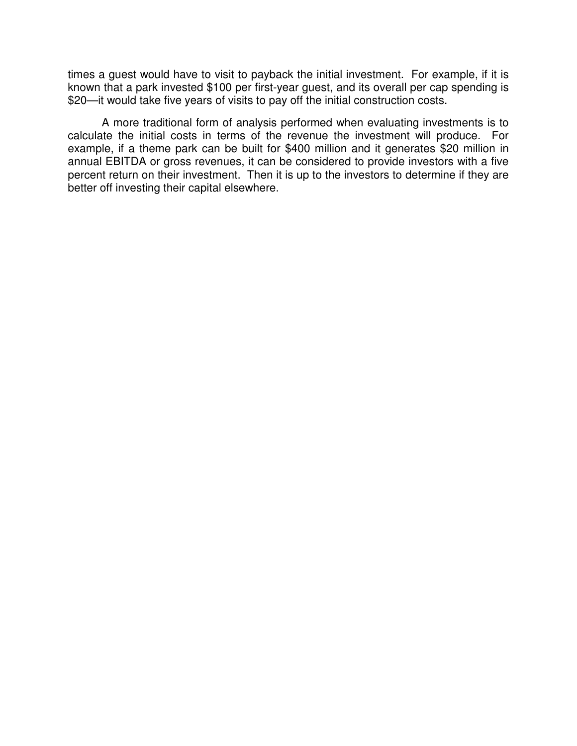times a guest would have to visit to payback the initial investment. For example, if it is known that a park invested $100 per first-year guest, and its overall per cap spending is $20—it would take five years of visits to pay off the initial construction costs.

A more traditional form of analysis performed when evaluating investments is to calculate the initial costs in terms of the revenue the investment will produce. For example, if a theme park can be built for $400 million and it generates $20 million in annual EBITDA or gross revenues, it can be considered to provide investors with a five percent return on their investment. Then it is up to the investors to determine if they are better off investing their capital elsewhere.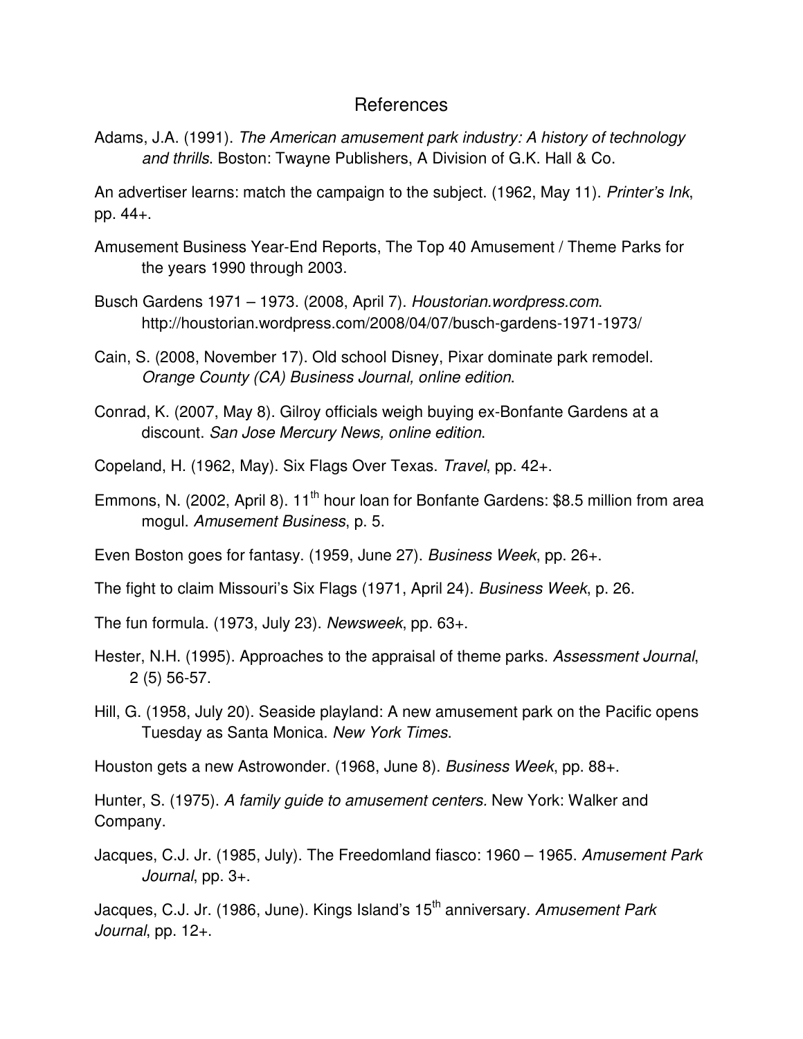## References

Adams, J.A. (1991). *The American amusement park industry: A history of technology and thrills*. Boston: Twayne Publishers, A Division of G.K. Hall & Co.

An advertiser learns: match the campaign to the subject. (1962, May 11). *Printer's Ink*, pp. 44+.

Amusement Business Year-End Reports, The Top 40 Amusement / Theme Parks for the years 1990 through 2003.

Busch Gardens 1971 – 1973. (2008, April 7). *Houstorian.wordpress.com*. http://houstorian.wordpress.com/2008/04/07/busch-gardens-1971-1973/

Cain, S. (2008, November 17). Old school Disney, Pixar dominate park remodel. *Orange County (CA) Business Journal, online edition*.

Conrad, K. (2007, May 8). Gilroy officials weigh buying ex-Bonfante Gardens at a discount. *San Jose Mercury News, online edition*.

Copeland, H. (1962, May). Six Flags Over Texas. *Travel*, pp. 42+.

Emmons, N. (2002, April 8). 11th hour loan for Bonfante Gardens: $8.5 million from area mogul. *Amusement Business*, p. 5.

Even Boston goes for fantasy. (1959, June 27). *Business Week*, pp. 26+.

The fight to claim Missouri's Six Flags (1971, April 24). *Business Week*, p. 26.

The fun formula. (1973, July 23). *Newsweek*, pp. 63+.

Hester, N.H. (1995). Approaches to the appraisal of theme parks. *Assessment Journal*, 2 (5) 56-57.

Hill, G. (1958, July 20). Seaside playland: A new amusement park on the Pacific opens Tuesday as Santa Monica. *New York Times*.

Houston gets a new Astrowonder. (1968, June 8). *Business Week*, pp. 88+.

Hunter, S. (1975). *A family guide to amusement centers.* New York: Walker and Company.

Jacques, C.J. Jr. (1985, July). The Freedomland fiasco: 1960 – 1965. *Amusement Park Journal*, pp. 3+.

Jacques, C.J. Jr. (1986, June). Kings Island's 15th anniversary. *Amusement Park Journal*, pp. 12+.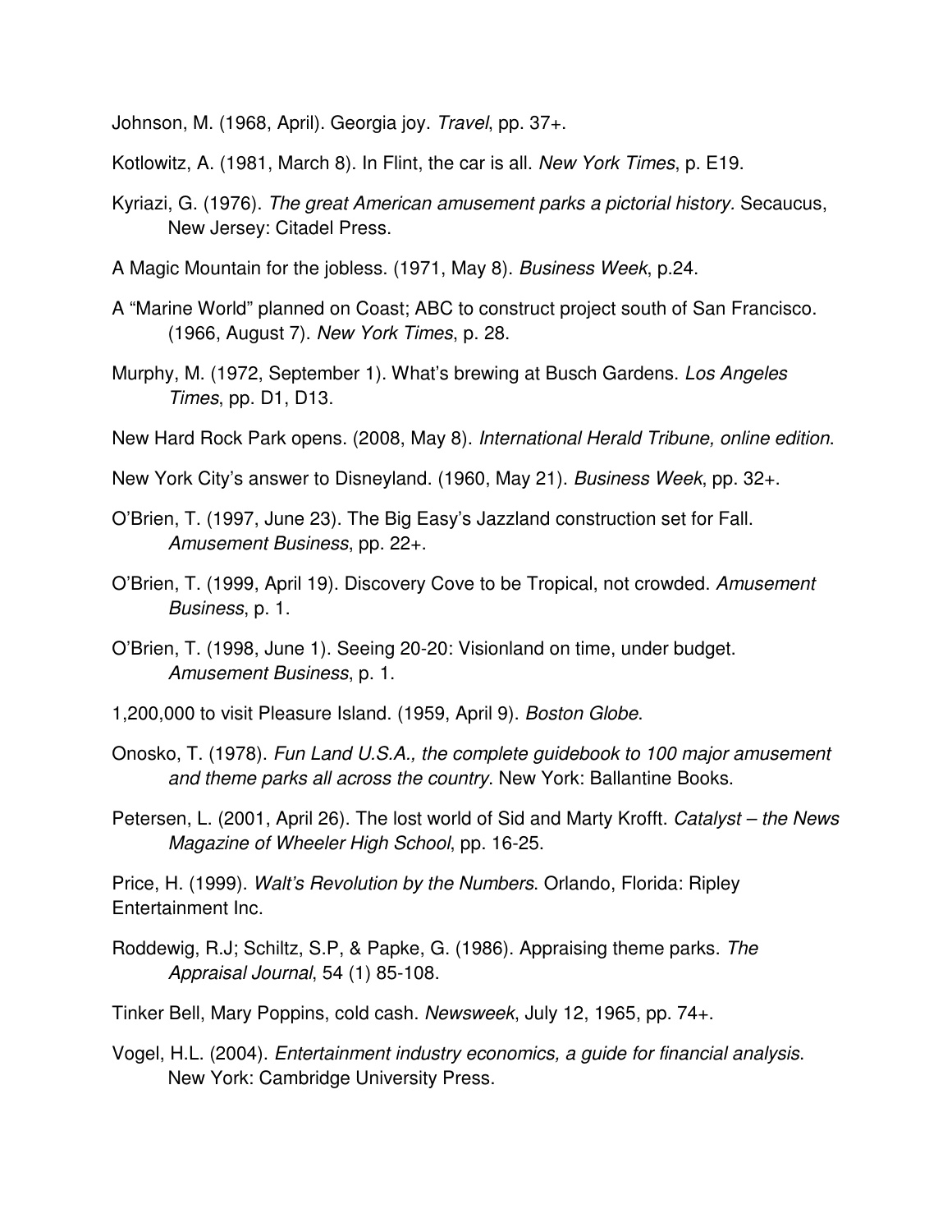Johnson, M. (1968, April). Georgia joy. *Travel*, pp. 37+.

Kotlowitz, A. (1981, March 8). In Flint, the car is all. *New York Times*, p. E19.

Kyriazi, G. (1976). *The great American amusement parks a pictorial history.* Secaucus, New Jersey: Citadel Press.

A Magic Mountain for the jobless. (1971, May 8). *Business Week*, p.24.

A "Marine World" planned on Coast; ABC to construct project south of San Francisco. (1966, August 7). *New York Times*, p. 28.

Murphy, M. (1972, September 1). What's brewing at Busch Gardens. *Los Angeles Times*, pp. D1, D13.

New Hard Rock Park opens. (2008, May 8). *International Herald Tribune, online edition*.

New York City's answer to Disneyland. (1960, May 21). *Business Week*, pp. 32+.

O'Brien, T. (1997, June 23). The Big Easy's Jazzland construction set for Fall. *Amusement Business*, pp. 22+.

O'Brien, T. (1999, April 19). Discovery Cove to be Tropical, not crowded. *Amusement Business*, p. 1.

O'Brien, T. (1998, June 1). Seeing 20-20: Visionland on time, under budget. *Amusement Business*, p. 1.

1,200,000 to visit Pleasure Island. (1959, April 9). *Boston Globe*.

Onosko, T. (1978). *Fun Land U.S.A., the complete guidebook to 100 major amusement and theme parks all across the country*. New York: Ballantine Books.

Petersen, L. (2001, April 26). The lost world of Sid and Marty Krofft. *Catalyst – the News Magazine of Wheeler High School*, pp. 16-25.

Price, H. (1999). *Walt's Revolution by the Numbers*. Orlando, Florida: Ripley Entertainment Inc.

Roddewig, R.J; Schiltz, S.P, & Papke, G. (1986). Appraising theme parks. *The Appraisal Journal*, 54 (1) 85-108.

Tinker Bell, Mary Poppins, cold cash. *Newsweek*, July 12, 1965, pp. 74+.

Vogel, H.L. (2004). *Entertainment industry economics, a guide for financial analysis*. New York: Cambridge University Press.